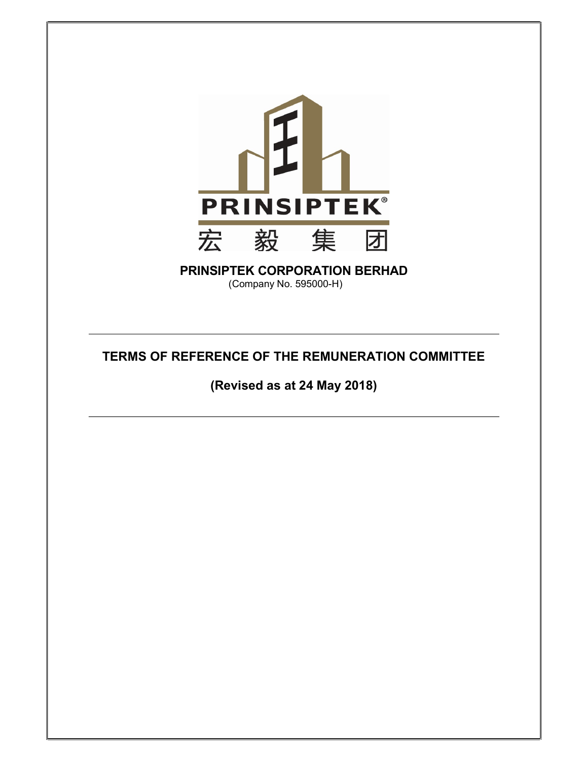PRINSIPTEK

宏 毅 集 团

**PRINSIPTEK CORPORATION BERHAD**
(Company No. 595000-H)

---

# TERMS OF REFERENCE OF THE REMUNERATION COMMITTEE

## (Revised as at 24 May 2018)

---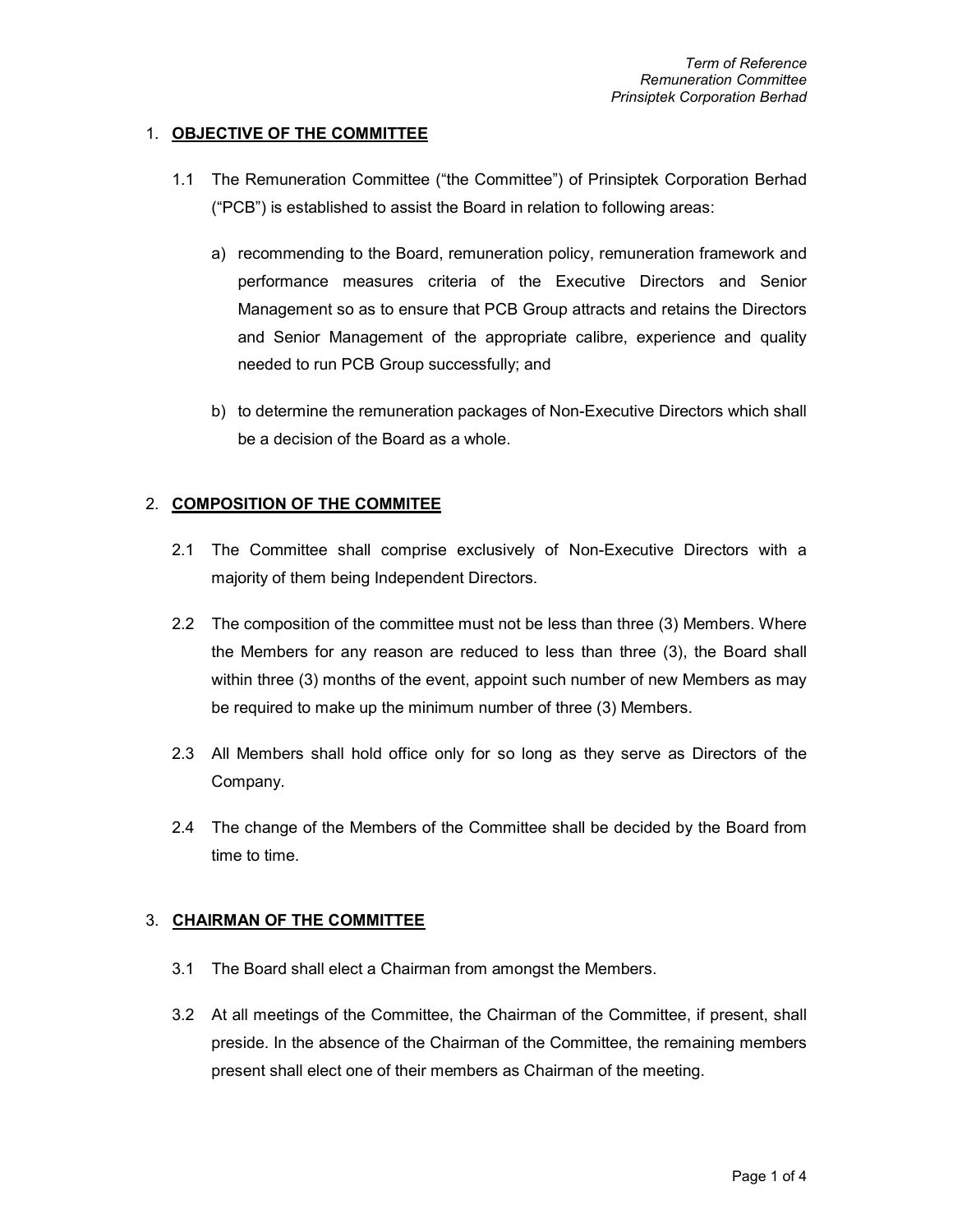## 1. OBJECTIVE OF THE COMMITTEE

1.1 The Remuneration Committee ("the Committee") of Prinsiptek Corporation Berhad ("PCB") is established to assist the Board in relation to following areas:

a) recommending to the Board, remuneration policy, remuneration framework and performance measures criteria of the Executive Directors and Senior Management so as to ensure that PCB Group attracts and retains the Directors and Senior Management of the appropriate calibre, experience and quality needed to run PCB Group successfully; and

b) to determine the remuneration packages of Non-Executive Directors which shall be a decision of the Board as a whole.

## 2. COMPOSITION OF THE COMMITEE

2.1 The Committee shall comprise exclusively of Non-Executive Directors with a majority of them being Independent Directors.

2.2 The composition of the committee must not be less than three (3) Members. Where the Members for any reason are reduced to less than three (3), the Board shall within three (3) months of the event, appoint such number of new Members as may be required to make up the minimum number of three (3) Members.

2.3 All Members shall hold office only for so long as they serve as Directors of the Company.

2.4 The change of the Members of the Committee shall be decided by the Board from time to time.

## 3. CHAIRMAN OF THE COMMITTEE

3.1 The Board shall elect a Chairman from amongst the Members.

3.2 At all meetings of the Committee, the Chairman of the Committee, if present, shall preside. In the absence of the Chairman of the Committee, the remaining members present shall elect one of their members as Chairman of the meeting.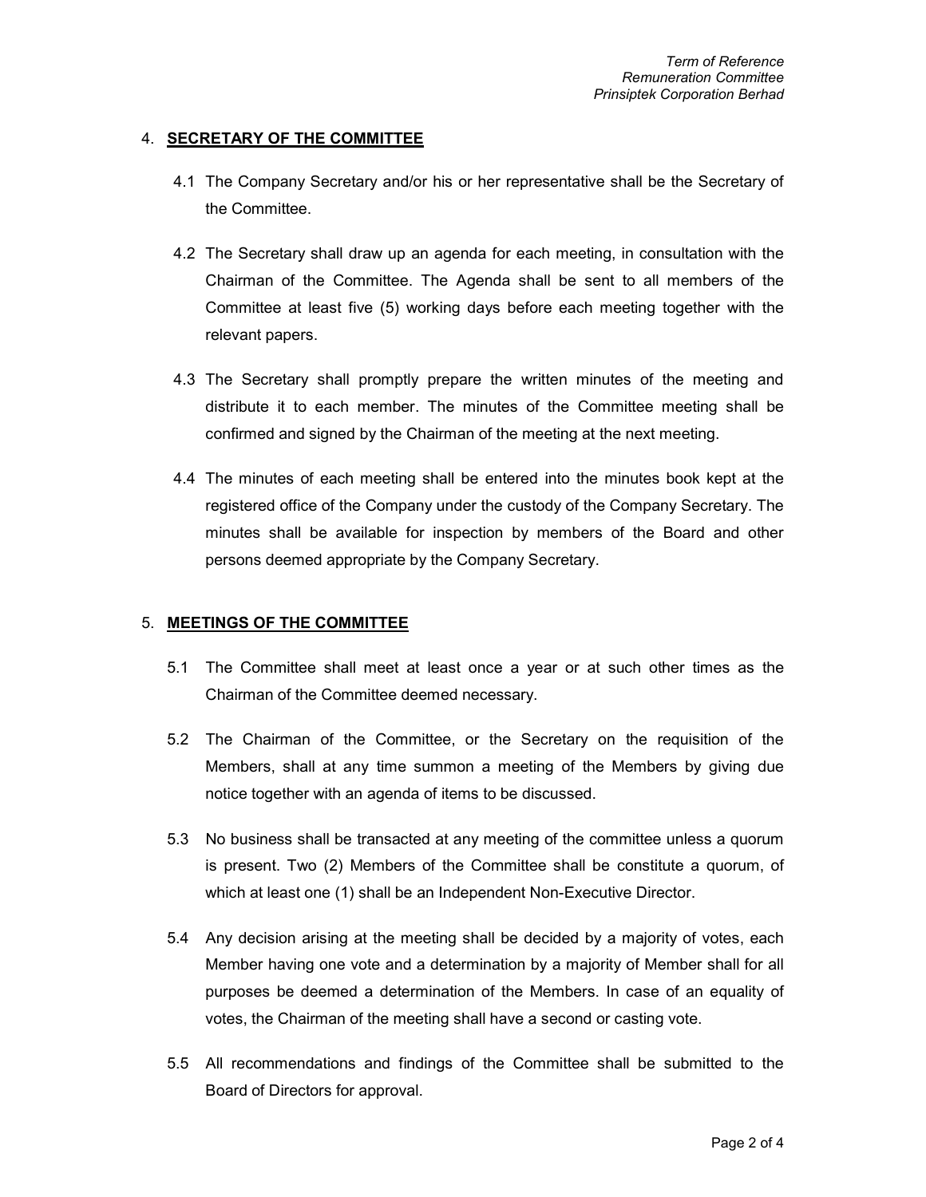## 4. SECRETARY OF THE COMMITTEE

4.1 The Company Secretary and/or his or her representative shall be the Secretary of the Committee.

4.2 The Secretary shall draw up an agenda for each meeting, in consultation with the Chairman of the Committee. The Agenda shall be sent to all members of the Committee at least five (5) working days before each meeting together with the relevant papers.

4.3 The Secretary shall promptly prepare the written minutes of the meeting and distribute it to each member. The minutes of the Committee meeting shall be confirmed and signed by the Chairman of the meeting at the next meeting.

4.4 The minutes of each meeting shall be entered into the minutes book kept at the registered office of the Company under the custody of the Company Secretary. The minutes shall be available for inspection by members of the Board and other persons deemed appropriate by the Company Secretary.

## 5. MEETINGS OF THE COMMITTEE

5.1 The Committee shall meet at least once a year or at such other times as the Chairman of the Committee deemed necessary.

5.2 The Chairman of the Committee, or the Secretary on the requisition of the Members, shall at any time summon a meeting of the Members by giving due notice together with an agenda of items to be discussed.

5.3 No business shall be transacted at any meeting of the committee unless a quorum is present. Two (2) Members of the Committee shall be constitute a quorum, of which at least one (1) shall be an Independent Non-Executive Director.

5.4 Any decision arising at the meeting shall be decided by a majority of votes, each Member having one vote and a determination by a majority of Member shall for all purposes be deemed a determination of the Members. In case of an equality of votes, the Chairman of the meeting shall have a second or casting vote.

5.5 All recommendations and findings of the Committee shall be submitted to the Board of Directors for approval.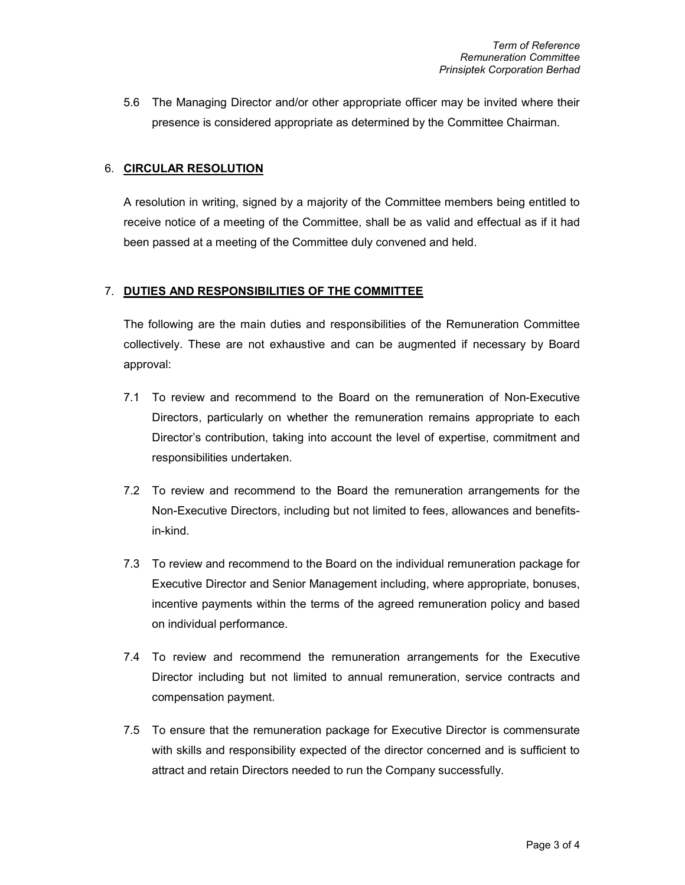5.6 The Managing Director and/or other appropriate officer may be invited where their presence is considered appropriate as determined by the Committee Chairman.

## 6. CIRCULAR RESOLUTION

A resolution in writing, signed by a majority of the Committee members being entitled to receive notice of a meeting of the Committee, shall be as valid and effectual as if it had been passed at a meeting of the Committee duly convened and held.

## 7. DUTIES AND RESPONSIBILITIES OF THE COMMITTEE

The following are the main duties and responsibilities of the Remuneration Committee collectively. These are not exhaustive and can be augmented if necessary by Board approval:

7.1 To review and recommend to the Board on the remuneration of Non-Executive Directors, particularly on whether the remuneration remains appropriate to each Director's contribution, taking into account the level of expertise, commitment and responsibilities undertaken.

7.2 To review and recommend to the Board the remuneration arrangements for the Non-Executive Directors, including but not limited to fees, allowances and benefits-in-kind.

7.3 To review and recommend to the Board on the individual remuneration package for Executive Director and Senior Management including, where appropriate, bonuses, incentive payments within the terms of the agreed remuneration policy and based on individual performance.

7.4 To review and recommend the remuneration arrangements for the Executive Director including but not limited to annual remuneration, service contracts and compensation payment.

7.5 To ensure that the remuneration package for Executive Director is commensurate with skills and responsibility expected of the director concerned and is sufficient to attract and retain Directors needed to run the Company successfully.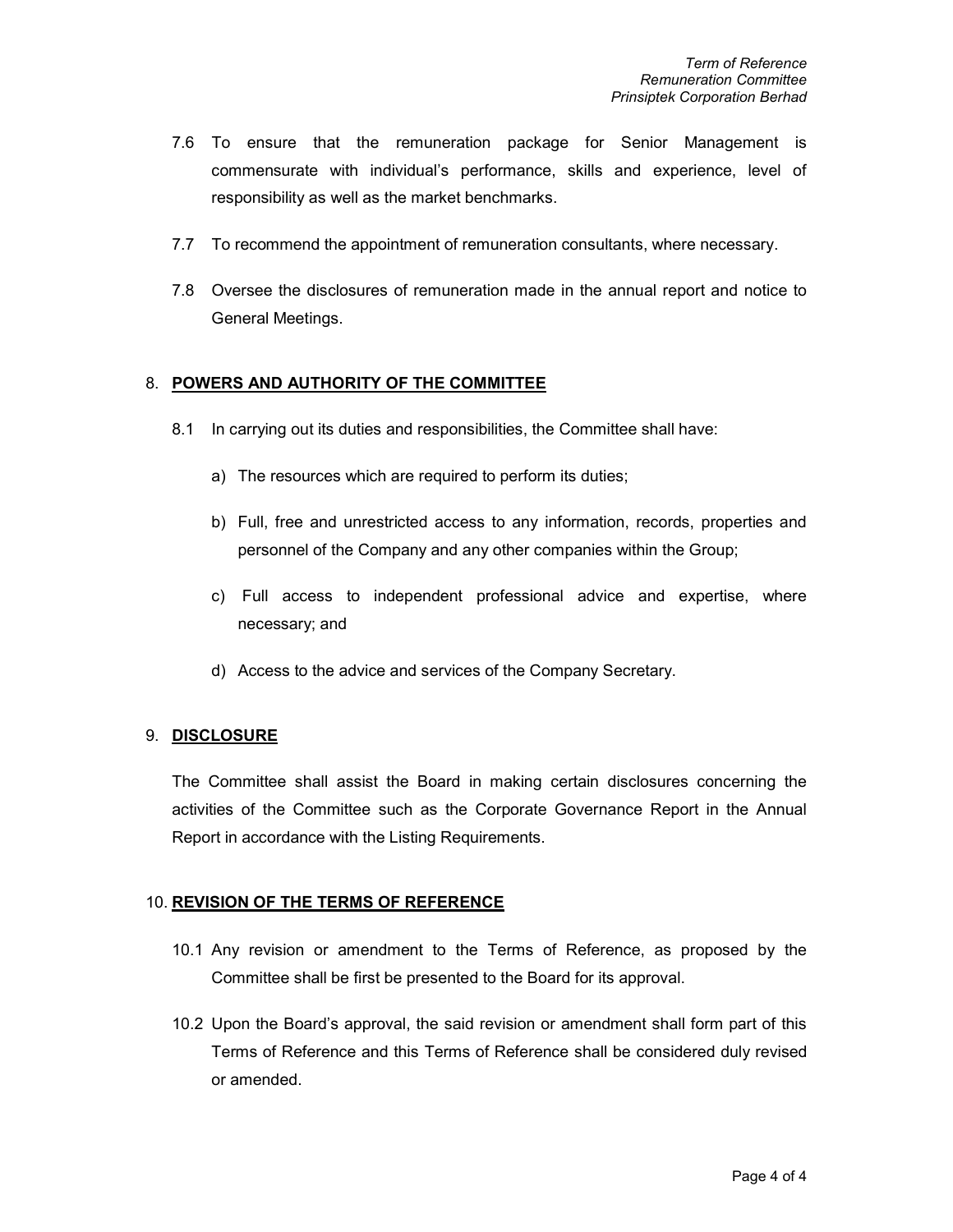7.6 To ensure that the remuneration package for Senior Management is commensurate with individual's performance, skills and experience, level of responsibility as well as the market benchmarks.

7.7 To recommend the appointment of remuneration consultants, where necessary.

7.8 Oversee the disclosures of remuneration made in the annual report and notice to General Meetings.

## 8. POWERS AND AUTHORITY OF THE COMMITTEE

8.1 In carrying out its duties and responsibilities, the Committee shall have:

a) The resources which are required to perform its duties;

b) Full, free and unrestricted access to any information, records, properties and personnel of the Company and any other companies within the Group;

c) Full access to independent professional advice and expertise, where necessary; and

d) Access to the advice and services of the Company Secretary.

## 9. DISCLOSURE

The Committee shall assist the Board in making certain disclosures concerning the activities of the Committee such as the Corporate Governance Report in the Annual Report in accordance with the Listing Requirements.

## 10. REVISION OF THE TERMS OF REFERENCE

10.1 Any revision or amendment to the Terms of Reference, as proposed by the Committee shall be first be presented to the Board for its approval.

10.2 Upon the Board's approval, the said revision or amendment shall form part of this Terms of Reference and this Terms of Reference shall be considered duly revised or amended.